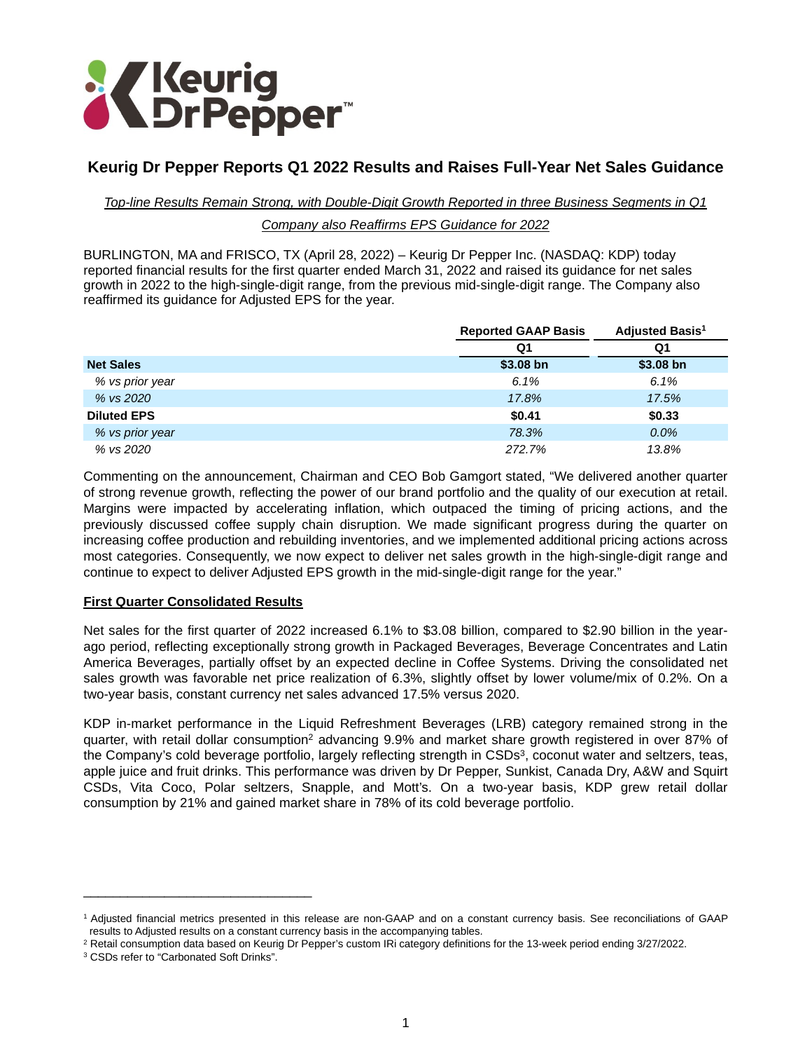# Keurig Dr Pepper Reports Q1 2022 Results and Raises Full-Year Net Sales Guidance

*Top-line Results Remain Strong, with Double-Digit Growth Reported in three Business Segments in Q1*

*Company also Reaffirms EPS Guidance for 2022*

BURLINGTON, MA and FRISCO, TX (April 28, 2022) – Keurig Dr Pepper Inc. (NASDAQ: KDP) today reported financial results for the first quarter ended March 31, 2022 and raised its guidance for net sales growth in 2022 to the high-single-digit range, from the previous mid-single-digit range. The Company also reaffirmed its guidance for Adjusted EPS for the year.

| | Reported GAAP Basis | Adjusted Basis[1] |
|---|---|---|
| | Q1 | Q1 |
| **Net Sales** | **$3.08 bn** | **$3.08 bn** |
| *% vs prior year* | *6.1%* | *6.1%* |
| *% vs 2020* | *17.8%* | *17.5%* |
| **Diluted EPS** | **$0.41** | **$0.33** |
| *% vs prior year* | *78.3%* | *0.0%* |
| *% vs 2020* | *272.7%* | *13.8%* |

Commenting on the announcement, Chairman and CEO Bob Gamgort stated, "We delivered another quarter of strong revenue growth, reflecting the power of our brand portfolio and the quality of our execution at retail. Margins were impacted by accelerating inflation, which outpaced the timing of pricing actions, and the previously discussed coffee supply chain disruption. We made significant progress during the quarter on increasing coffee production and rebuilding inventories, and we implemented additional pricing actions across most categories. Consequently, we now expect to deliver net sales growth in the high-single-digit range and continue to expect to deliver Adjusted EPS growth in the mid-single-digit range for the year."

## First Quarter Consolidated Results

Net sales for the first quarter of 2022 increased 6.1% to $3.08 billion, compared to $2.90 billion in the year-ago period, reflecting exceptionally strong growth in Packaged Beverages, Beverage Concentrates and Latin America Beverages, partially offset by an expected decline in Coffee Systems. Driving the consolidated net sales growth was favorable net price realization of 6.3%, slightly offset by lower volume/mix of 0.2%. On a two-year basis, constant currency net sales advanced 17.5% versus 2020.

KDP in-market performance in the Liquid Refreshment Beverages (LRB) category remained strong in the quarter, with retail dollar consumption[2] advancing 9.9% and market share growth registered in over 87% of the Company's cold beverage portfolio, largely reflecting strength in CSDs[3], coconut water and seltzers, teas, apple juice and fruit drinks. This performance was driven by Dr Pepper, Sunkist, Canada Dry, A&W and Squirt CSDs, Vita Coco, Polar seltzers, Snapple, and Mott's. On a two-year basis, KDP grew retail dollar consumption by 21% and gained market share in 78% of its cold beverage portfolio.

---

[1] Adjusted financial metrics presented in this release are non-GAAP and on a constant currency basis. See reconciliations of GAAP results to Adjusted results on a constant currency basis in the accompanying tables.

[2] Retail consumption data based on Keurig Dr Pepper's custom IRi category definitions for the 13-week period ending 3/27/2022.

[3] CSDs refer to "Carbonated Soft Drinks".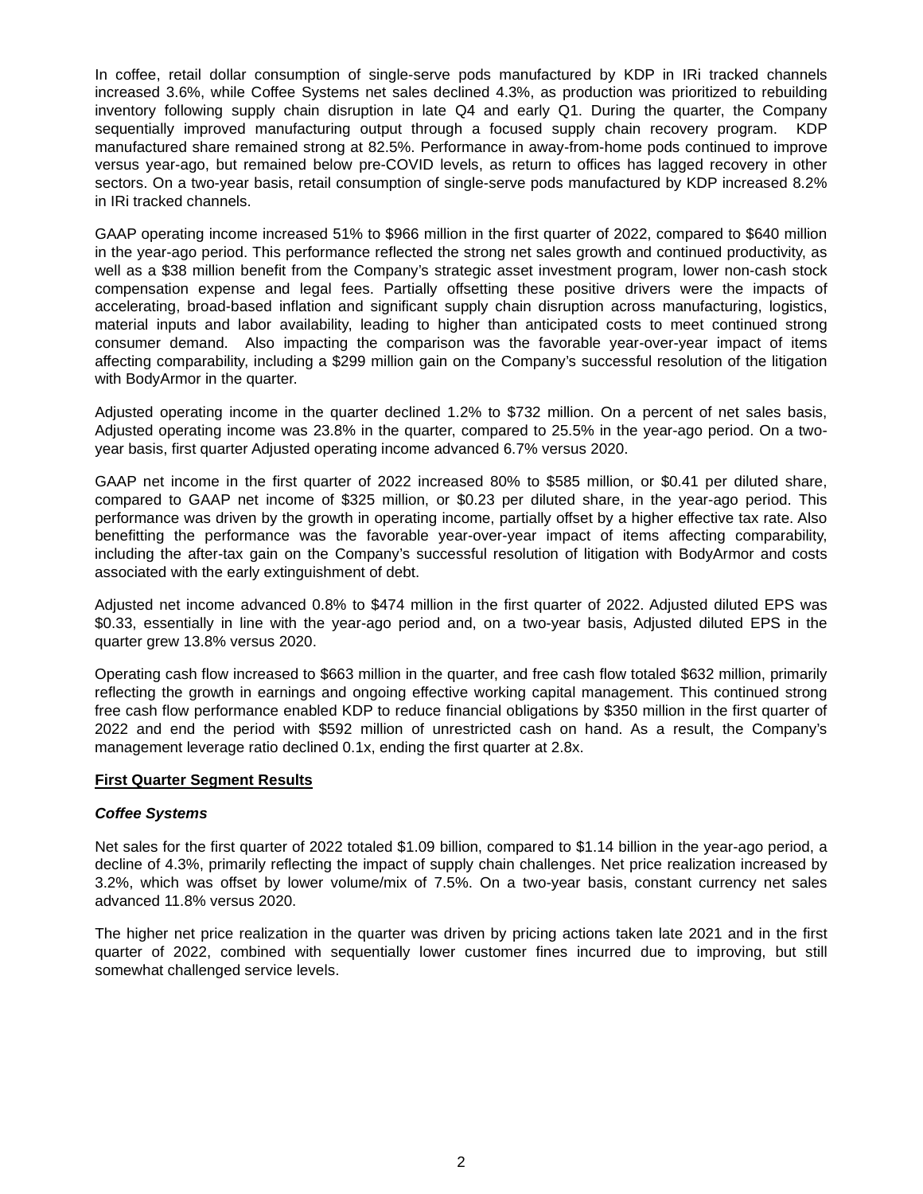In coffee, retail dollar consumption of single-serve pods manufactured by KDP in IRi tracked channels increased 3.6%, while Coffee Systems net sales declined 4.3%, as production was prioritized to rebuilding inventory following supply chain disruption in late Q4 and early Q1. During the quarter, the Company sequentially improved manufacturing output through a focused supply chain recovery program. KDP manufactured share remained strong at 82.5%. Performance in away-from-home pods continued to improve versus year-ago, but remained below pre-COVID levels, as return to offices has lagged recovery in other sectors. On a two-year basis, retail consumption of single-serve pods manufactured by KDP increased 8.2% in IRi tracked channels.

GAAP operating income increased 51% to $966 million in the first quarter of 2022, compared to $640 million in the year-ago period. This performance reflected the strong net sales growth and continued productivity, as well as a $38 million benefit from the Company's strategic asset investment program, lower non-cash stock compensation expense and legal fees. Partially offsetting these positive drivers were the impacts of accelerating, broad-based inflation and significant supply chain disruption across manufacturing, logistics, material inputs and labor availability, leading to higher than anticipated costs to meet continued strong consumer demand. Also impacting the comparison was the favorable year-over-year impact of items affecting comparability, including a $299 million gain on the Company's successful resolution of the litigation with BodyArmor in the quarter.

Adjusted operating income in the quarter declined 1.2% to $732 million. On a percent of net sales basis, Adjusted operating income was 23.8% in the quarter, compared to 25.5% in the year-ago period. On a two-year basis, first quarter Adjusted operating income advanced 6.7% versus 2020.

GAAP net income in the first quarter of 2022 increased 80% to $585 million, or $0.41 per diluted share, compared to GAAP net income of $325 million, or $0.23 per diluted share, in the year-ago period. This performance was driven by the growth in operating income, partially offset by a higher effective tax rate. Also benefitting the performance was the favorable year-over-year impact of items affecting comparability, including the after-tax gain on the Company's successful resolution of litigation with BodyArmor and costs associated with the early extinguishment of debt.

Adjusted net income advanced 0.8% to $474 million in the first quarter of 2022. Adjusted diluted EPS was $0.33, essentially in line with the year-ago period and, on a two-year basis, Adjusted diluted EPS in the quarter grew 13.8% versus 2020.

Operating cash flow increased to $663 million in the quarter, and free cash flow totaled $632 million, primarily reflecting the growth in earnings and ongoing effective working capital management. This continued strong free cash flow performance enabled KDP to reduce financial obligations by $350 million in the first quarter of 2022 and end the period with $592 million of unrestricted cash on hand. As a result, the Company's management leverage ratio declined 0.1x, ending the first quarter at 2.8x.

## First Quarter Segment Results

### *Coffee Systems*

Net sales for the first quarter of 2022 totaled $1.09 billion, compared to $1.14 billion in the year-ago period, a decline of 4.3%, primarily reflecting the impact of supply chain challenges. Net price realization increased by 3.2%, which was offset by lower volume/mix of 7.5%. On a two-year basis, constant currency net sales advanced 11.8% versus 2020.

The higher net price realization in the quarter was driven by pricing actions taken late 2021 and in the first quarter of 2022, combined with sequentially lower customer fines incurred due to improving, but still somewhat challenged service levels.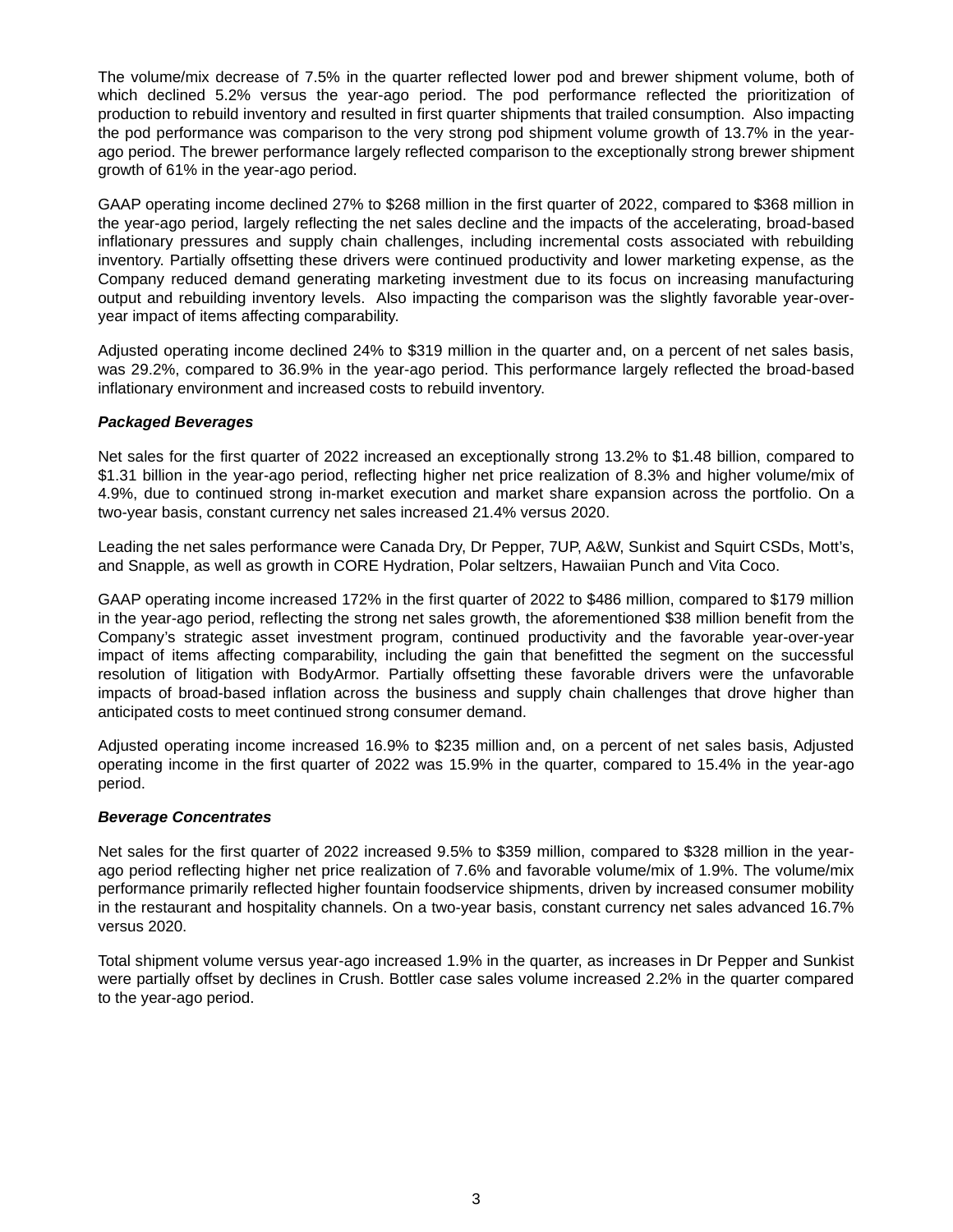The volume/mix decrease of 7.5% in the quarter reflected lower pod and brewer shipment volume, both of which declined 5.2% versus the year-ago period. The pod performance reflected the prioritization of production to rebuild inventory and resulted in first quarter shipments that trailed consumption. Also impacting the pod performance was comparison to the very strong pod shipment volume growth of 13.7% in the year-ago period. The brewer performance largely reflected comparison to the exceptionally strong brewer shipment growth of 61% in the year-ago period.

GAAP operating income declined 27% to $268 million in the first quarter of 2022, compared to $368 million in the year-ago period, largely reflecting the net sales decline and the impacts of the accelerating, broad-based inflationary pressures and supply chain challenges, including incremental costs associated with rebuilding inventory. Partially offsetting these drivers were continued productivity and lower marketing expense, as the Company reduced demand generating marketing investment due to its focus on increasing manufacturing output and rebuilding inventory levels. Also impacting the comparison was the slightly favorable year-over-year impact of items affecting comparability.

Adjusted operating income declined 24% to $319 million in the quarter and, on a percent of net sales basis, was 29.2%, compared to 36.9% in the year-ago period. This performance largely reflected the broad-based inflationary environment and increased costs to rebuild inventory.

***Packaged Beverages***

Net sales for the first quarter of 2022 increased an exceptionally strong 13.2% to $1.48 billion, compared to $1.31 billion in the year-ago period, reflecting higher net price realization of 8.3% and higher volume/mix of 4.9%, due to continued strong in-market execution and market share expansion across the portfolio. On a two-year basis, constant currency net sales increased 21.4% versus 2020.

Leading the net sales performance were Canada Dry, Dr Pepper, 7UP, A&W, Sunkist and Squirt CSDs, Mott's, and Snapple, as well as growth in CORE Hydration, Polar seltzers, Hawaiian Punch and Vita Coco.

GAAP operating income increased 172% in the first quarter of 2022 to $486 million, compared to $179 million in the year-ago period, reflecting the strong net sales growth, the aforementioned $38 million benefit from the Company's strategic asset investment program, continued productivity and the favorable year-over-year impact of items affecting comparability, including the gain that benefitted the segment on the successful resolution of litigation with BodyArmor. Partially offsetting these favorable drivers were the unfavorable impacts of broad-based inflation across the business and supply chain challenges that drove higher than anticipated costs to meet continued strong consumer demand.

Adjusted operating income increased 16.9% to $235 million and, on a percent of net sales basis, Adjusted operating income in the first quarter of 2022 was 15.9% in the quarter, compared to 15.4% in the year-ago period.

***Beverage Concentrates***

Net sales for the first quarter of 2022 increased 9.5% to $359 million, compared to $328 million in the year-ago period reflecting higher net price realization of 7.6% and favorable volume/mix of 1.9%. The volume/mix performance primarily reflected higher fountain foodservice shipments, driven by increased consumer mobility in the restaurant and hospitality channels. On a two-year basis, constant currency net sales advanced 16.7% versus 2020.

Total shipment volume versus year-ago increased 1.9% in the quarter, as increases in Dr Pepper and Sunkist were partially offset by declines in Crush. Bottler case sales volume increased 2.2% in the quarter compared to the year-ago period.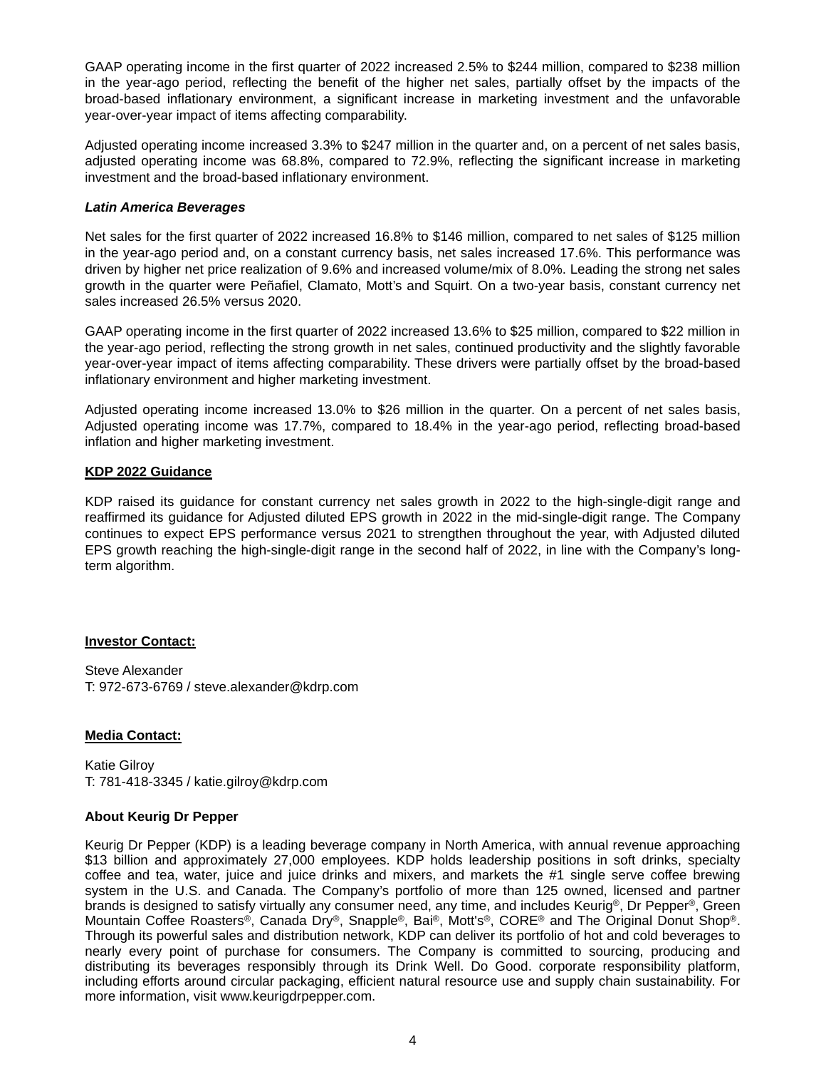GAAP operating income in the first quarter of 2022 increased 2.5% to $244 million, compared to $238 million in the year-ago period, reflecting the benefit of the higher net sales, partially offset by the impacts of the broad-based inflationary environment, a significant increase in marketing investment and the unfavorable year-over-year impact of items affecting comparability.

Adjusted operating income increased 3.3% to $247 million in the quarter and, on a percent of net sales basis, adjusted operating income was 68.8%, compared to 72.9%, reflecting the significant increase in marketing investment and the broad-based inflationary environment.

***Latin America Beverages***

Net sales for the first quarter of 2022 increased 16.8% to $146 million, compared to net sales of $125 million in the year-ago period and, on a constant currency basis, net sales increased 17.6%. This performance was driven by higher net price realization of 9.6% and increased volume/mix of 8.0%. Leading the strong net sales growth in the quarter were Peñafiel, Clamato, Mott's and Squirt. On a two-year basis, constant currency net sales increased 26.5% versus 2020.

GAAP operating income in the first quarter of 2022 increased 13.6% to $25 million, compared to $22 million in the year-ago period, reflecting the strong growth in net sales, continued productivity and the slightly favorable year-over-year impact of items affecting comparability. These drivers were partially offset by the broad-based inflationary environment and higher marketing investment.

Adjusted operating income increased 13.0% to $26 million in the quarter. On a percent of net sales basis, Adjusted operating income was 17.7%, compared to 18.4% in the year-ago period, reflecting broad-based inflation and higher marketing investment.

**KDP 2022 Guidance**

KDP raised its guidance for constant currency net sales growth in 2022 to the high-single-digit range and reaffirmed its guidance for Adjusted diluted EPS growth in 2022 in the mid-single-digit range. The Company continues to expect EPS performance versus 2021 to strengthen throughout the year, with Adjusted diluted EPS growth reaching the high-single-digit range in the second half of 2022, in line with the Company's long-term algorithm.

**Investor Contact:**

Steve Alexander
T: 972-673-6769 / steve.alexander@kdrp.com

**Media Contact:**

Katie Gilroy
T: 781-418-3345 / katie.gilroy@kdrp.com

**About Keurig Dr Pepper**

Keurig Dr Pepper (KDP) is a leading beverage company in North America, with annual revenue approaching $13 billion and approximately 27,000 employees. KDP holds leadership positions in soft drinks, specialty coffee and tea, water, juice and juice drinks and mixers, and markets the #1 single serve coffee brewing system in the U.S. and Canada. The Company's portfolio of more than 125 owned, licensed and partner brands is designed to satisfy virtually any consumer need, any time, and includes Keurig®, Dr Pepper®, Green Mountain Coffee Roasters®, Canada Dry®, Snapple®, Bai®, Mott's®, CORE® and The Original Donut Shop®. Through its powerful sales and distribution network, KDP can deliver its portfolio of hot and cold beverages to nearly every point of purchase for consumers. The Company is committed to sourcing, producing and distributing its beverages responsibly through its Drink Well. Do Good. corporate responsibility platform, including efforts around circular packaging, efficient natural resource use and supply chain sustainability. For more information, visit www.keurigdrpepper.com.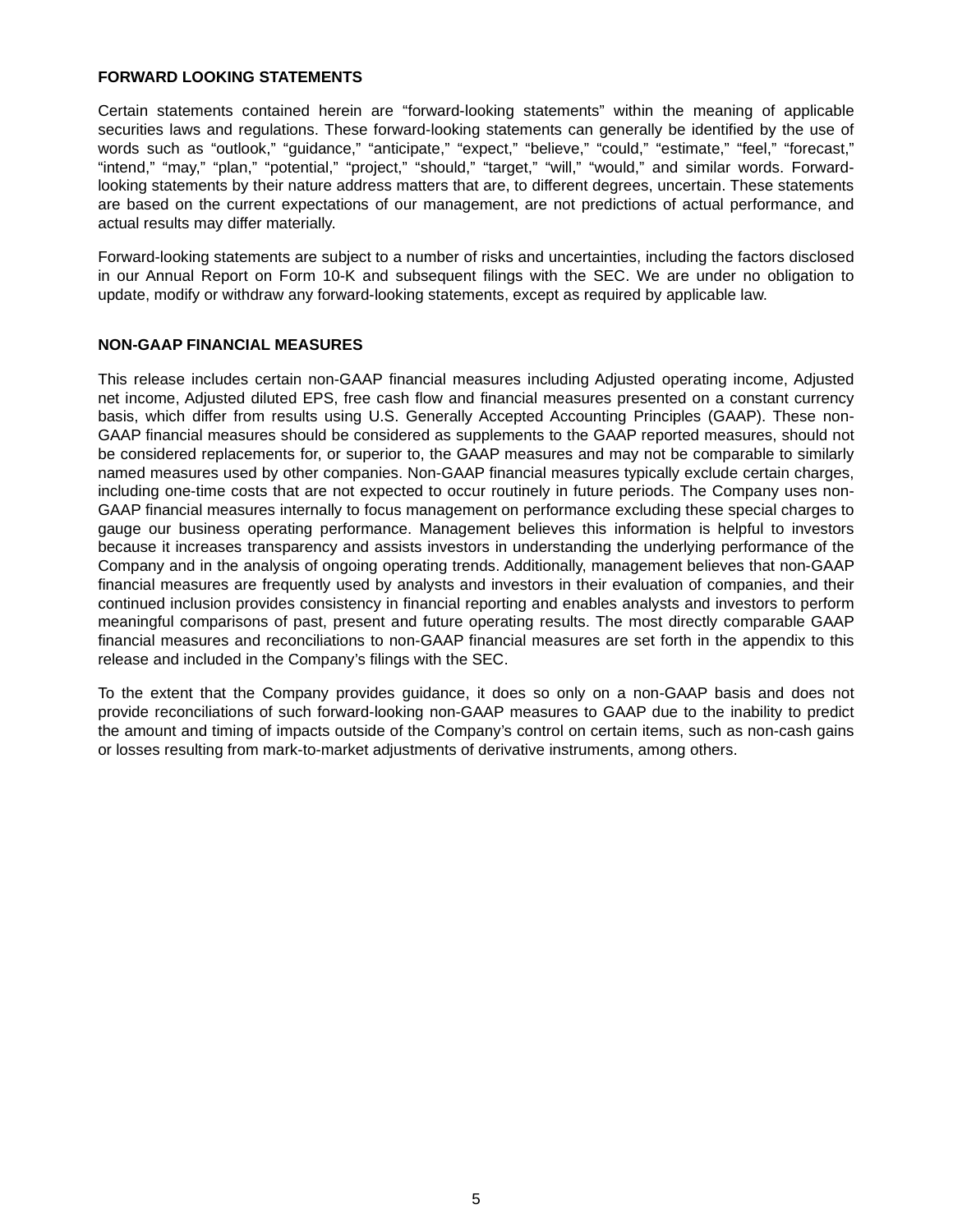## FORWARD LOOKING STATEMENTS

Certain statements contained herein are “forward-looking statements” within the meaning of applicable securities laws and regulations. These forward-looking statements can generally be identified by the use of words such as “outlook,” “guidance,” “anticipate,” “expect,” “believe,” “could,” “estimate,” “feel,” “forecast,” “intend,” “may,” “plan,” “potential,” “project,” “should,” “target,” “will,” “would,” and similar words. Forward-looking statements by their nature address matters that are, to different degrees, uncertain. These statements are based on the current expectations of our management, are not predictions of actual performance, and actual results may differ materially.

Forward-looking statements are subject to a number of risks and uncertainties, including the factors disclosed in our Annual Report on Form 10-K and subsequent filings with the SEC. We are under no obligation to update, modify or withdraw any forward-looking statements, except as required by applicable law.

## NON-GAAP FINANCIAL MEASURES

This release includes certain non-GAAP financial measures including Adjusted operating income, Adjusted net income, Adjusted diluted EPS, free cash flow and financial measures presented on a constant currency basis, which differ from results using U.S. Generally Accepted Accounting Principles (GAAP). These non-GAAP financial measures should be considered as supplements to the GAAP reported measures, should not be considered replacements for, or superior to, the GAAP measures and may not be comparable to similarly named measures used by other companies. Non-GAAP financial measures typically exclude certain charges, including one-time costs that are not expected to occur routinely in future periods. The Company uses non-GAAP financial measures internally to focus management on performance excluding these special charges to gauge our business operating performance. Management believes this information is helpful to investors because it increases transparency and assists investors in understanding the underlying performance of the Company and in the analysis of ongoing operating trends. Additionally, management believes that non-GAAP financial measures are frequently used by analysts and investors in their evaluation of companies, and their continued inclusion provides consistency in financial reporting and enables analysts and investors to perform meaningful comparisons of past, present and future operating results. The most directly comparable GAAP financial measures and reconciliations to non-GAAP financial measures are set forth in the appendix to this release and included in the Company’s filings with the SEC.

To the extent that the Company provides guidance, it does so only on a non-GAAP basis and does not provide reconciliations of such forward-looking non-GAAP measures to GAAP due to the inability to predict the amount and timing of impacts outside of the Company’s control on certain items, such as non-cash gains or losses resulting from mark-to-market adjustments of derivative instruments, among others.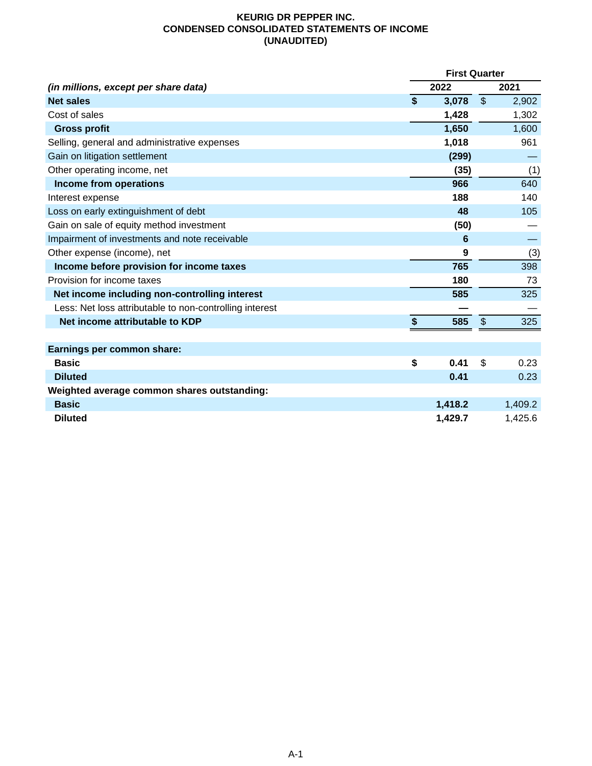# KEURIG DR PEPPER INC.
## CONDENSED CONSOLIDATED STATEMENTS OF INCOME
## (UNAUDITED)

| *(in millions, except per share data)* | First Quarter 2022 | First Quarter 2021 |
|---|---|---|
| **Net sales** | **$ 3,078** | $ 2,902 |
| Cost of sales | **1,428** | 1,302 |
| **Gross profit** | **1,650** | 1,600 |
| Selling, general and administrative expenses | **1,018** | 961 |
| Gain on litigation settlement | **(299)** | — |
| Other operating income, net | **(35)** | (1) |
| **Income from operations** | **966** | 640 |
| Interest expense | **188** | 140 |
| Loss on early extinguishment of debt | **48** | 105 |
| Gain on sale of equity method investment | **(50)** | — |
| Impairment of investments and note receivable | **6** | — |
| Other expense (income), net | **9** | (3) |
| **Income before provision for income taxes** | **765** | 398 |
| Provision for income taxes | **180** | 73 |
| **Net income including non-controlling interest** | **585** | 325 |
| Less: Net loss attributable to non-controlling interest | **—** | — |
| **Net income attributable to KDP** | **$ 585** | $ 325 |
| | | |
| **Earnings per common share:** | | |
| **Basic** | **$ 0.41** | $ 0.23 |
| **Diluted** | **0.41** | 0.23 |
| **Weighted average common shares outstanding:** | | |
| **Basic** | **1,418.2** | 1,409.2 |
| **Diluted** | **1,429.7** | 1,425.6 |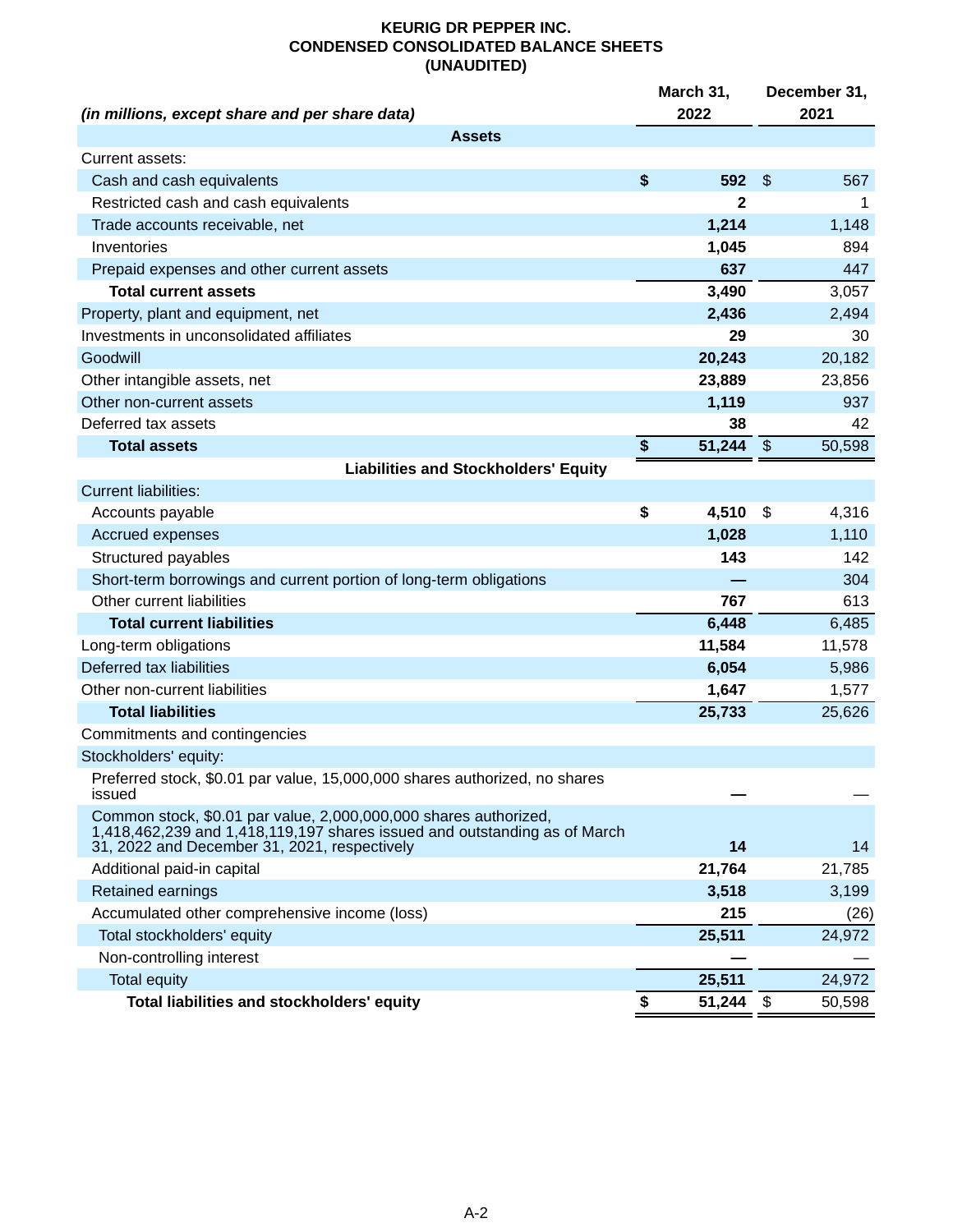**KEURIG DR PEPPER INC.**
**CONDENSED CONSOLIDATED BALANCE SHEETS**
**(UNAUDITED)**

| *(in millions, except share and per share data)* | March 31, 2022 | December 31, 2021 |
|---|---|---|
| **Assets** | | |
| Current assets: | | |
| Cash and cash equivalents | **$ 592** | $ 567 |
| Restricted cash and cash equivalents | **2** | 1 |
| Trade accounts receivable, net | **1,214** | 1,148 |
| Inventories | **1,045** | 894 |
| Prepaid expenses and other current assets | **637** | 447 |
| **Total current assets** | **3,490** | 3,057 |
| Property, plant and equipment, net | **2,436** | 2,494 |
| Investments in unconsolidated affiliates | **29** | 30 |
| Goodwill | **20,243** | 20,182 |
| Other intangible assets, net | **23,889** | 23,856 |
| Other non-current assets | **1,119** | 937 |
| Deferred tax assets | **38** | 42 |
| **Total assets** | **$ 51,244** | $ 50,598 |
| **Liabilities and Stockholders' Equity** | | |
| Current liabilities: | | |
| Accounts payable | **$ 4,510** | $ 4,316 |
| Accrued expenses | **1,028** | 1,110 |
| Structured payables | **143** | 142 |
| Short-term borrowings and current portion of long-term obligations | **—** | 304 |
| Other current liabilities | **767** | 613 |
| **Total current liabilities** | **6,448** | 6,485 |
| Long-term obligations | **11,584** | 11,578 |
| Deferred tax liabilities | **6,054** | 5,986 |
| Other non-current liabilities | **1,647** | 1,577 |
| **Total liabilities** | **25,733** | 25,626 |
| Commitments and contingencies | | |
| Stockholders' equity: | | |
| Preferred stock, $0.01 par value, 15,000,000 shares authorized, no shares issued | **—** | — |
| Common stock, $0.01 par value, 2,000,000,000 shares authorized, 1,418,462,239 and 1,418,119,197 shares issued and outstanding as of March 31, 2022 and December 31, 2021, respectively | **14** | 14 |
| Additional paid-in capital | **21,764** | 21,785 |
| Retained earnings | **3,518** | 3,199 |
| Accumulated other comprehensive income (loss) | **215** | (26) |
| Total stockholders' equity | **25,511** | 24,972 |
| Non-controlling interest | **—** | — |
| Total equity | **25,511** | 24,972 |
| **Total liabilities and stockholders' equity** | **$ 51,244** | $ 50,598 |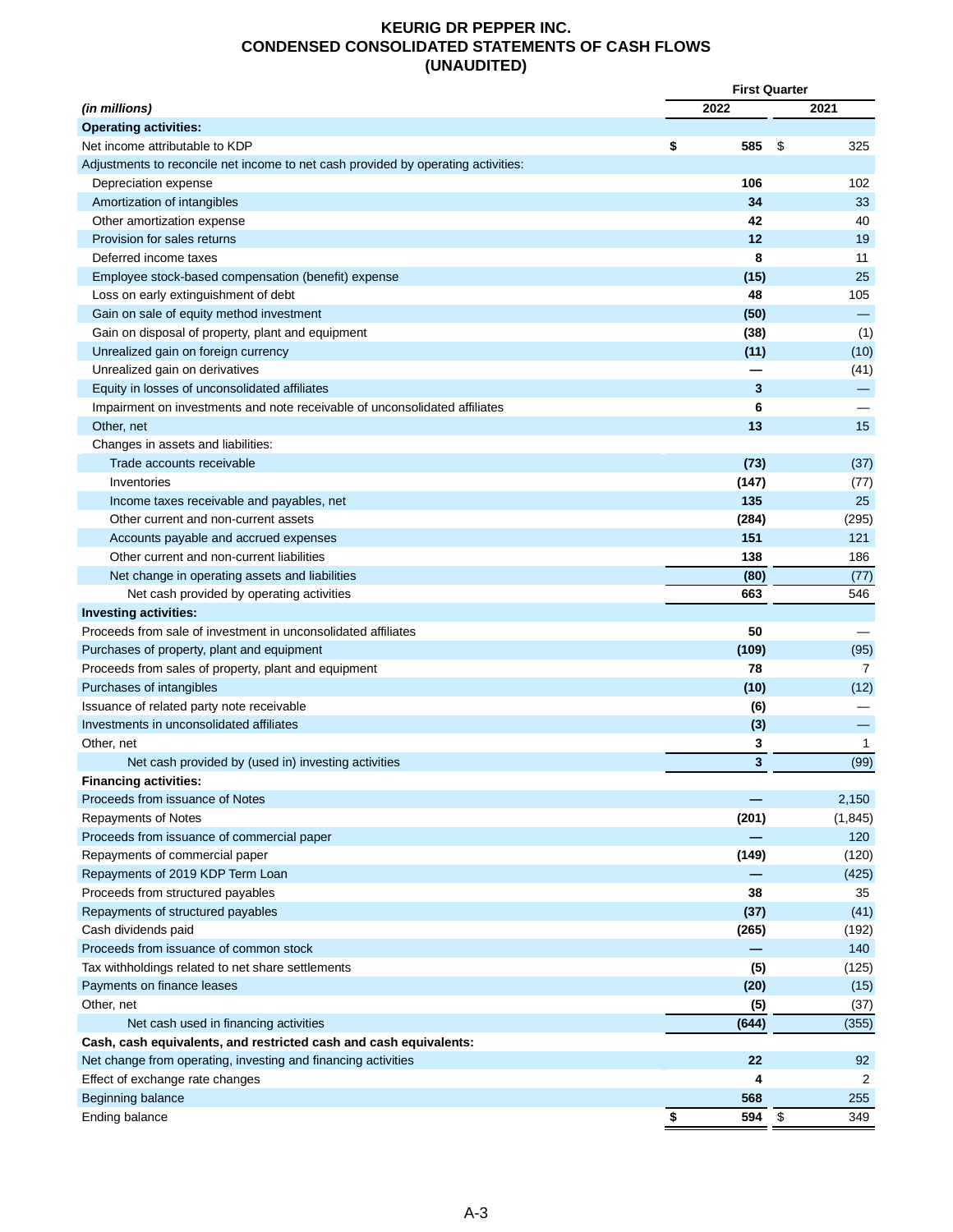# KEURIG DR PEPPER INC.
## CONDENSED CONSOLIDATED STATEMENTS OF CASH FLOWS
## (UNAUDITED)

| *(in millions)* | First Quarter 2022 | First Quarter 2021 |
|---|---|---|
| **Operating activities:** | | |
| Net income attributable to KDP | **$ 585** | $ 325 |
| Adjustments to reconcile net income to net cash provided by operating activities: | | |
| Depreciation expense | **106** | 102 |
| Amortization of intangibles | **34** | 33 |
| Other amortization expense | **42** | 40 |
| Provision for sales returns | **12** | 19 |
| Deferred income taxes | **8** | 11 |
| Employee stock-based compensation (benefit) expense | **(15)** | 25 |
| Loss on early extinguishment of debt | **48** | 105 |
| Gain on sale of equity method investment | **(50)** | — |
| Gain on disposal of property, plant and equipment | **(38)** | (1) |
| Unrealized gain on foreign currency | **(11)** | (10) |
| Unrealized gain on derivatives | **—** | (41) |
| Equity in losses of unconsolidated affiliates | **3** | — |
| Impairment on investments and note receivable of unconsolidated affiliates | **6** | — |
| Other, net | **13** | 15 |
| Changes in assets and liabilities: | | |
| Trade accounts receivable | **(73)** | (37) |
| Inventories | **(147)** | (77) |
| Income taxes receivable and payables, net | **135** | 25 |
| Other current and non-current assets | **(284)** | (295) |
| Accounts payable and accrued expenses | **151** | 121 |
| Other current and non-current liabilities | **138** | 186 |
| Net change in operating assets and liabilities | **(80)** | (77) |
| Net cash provided by operating activities | **663** | 546 |
| **Investing activities:** | | |
| Proceeds from sale of investment in unconsolidated affiliates | **50** | — |
| Purchases of property, plant and equipment | **(109)** | (95) |
| Proceeds from sales of property, plant and equipment | **78** | 7 |
| Purchases of intangibles | **(10)** | (12) |
| Issuance of related party note receivable | **(6)** | — |
| Investments in unconsolidated affiliates | **(3)** | — |
| Other, net | **3** | 1 |
| Net cash provided by (used in) investing activities | **3** | (99) |
| **Financing activities:** | | |
| Proceeds from issuance of Notes | **—** | 2,150 |
| Repayments of Notes | **(201)** | (1,845) |
| Proceeds from issuance of commercial paper | **—** | 120 |
| Repayments of commercial paper | **(149)** | (120) |
| Repayments of 2019 KDP Term Loan | **—** | (425) |
| Proceeds from structured payables | **38** | 35 |
| Repayments of structured payables | **(37)** | (41) |
| Cash dividends paid | **(265)** | (192) |
| Proceeds from issuance of common stock | **—** | 140 |
| Tax withholdings related to net share settlements | **(5)** | (125) |
| Payments on finance leases | **(20)** | (15) |
| Other, net | **(5)** | (37) |
| Net cash used in financing activities | **(644)** | (355) |
| **Cash, cash equivalents, and restricted cash and cash equivalents:** | | |
| Net change from operating, investing and financing activities | **22** | 92 |
| Effect of exchange rate changes | **4** | 2 |
| Beginning balance | **568** | 255 |
| Ending balance | **$ 594** | $ 349 |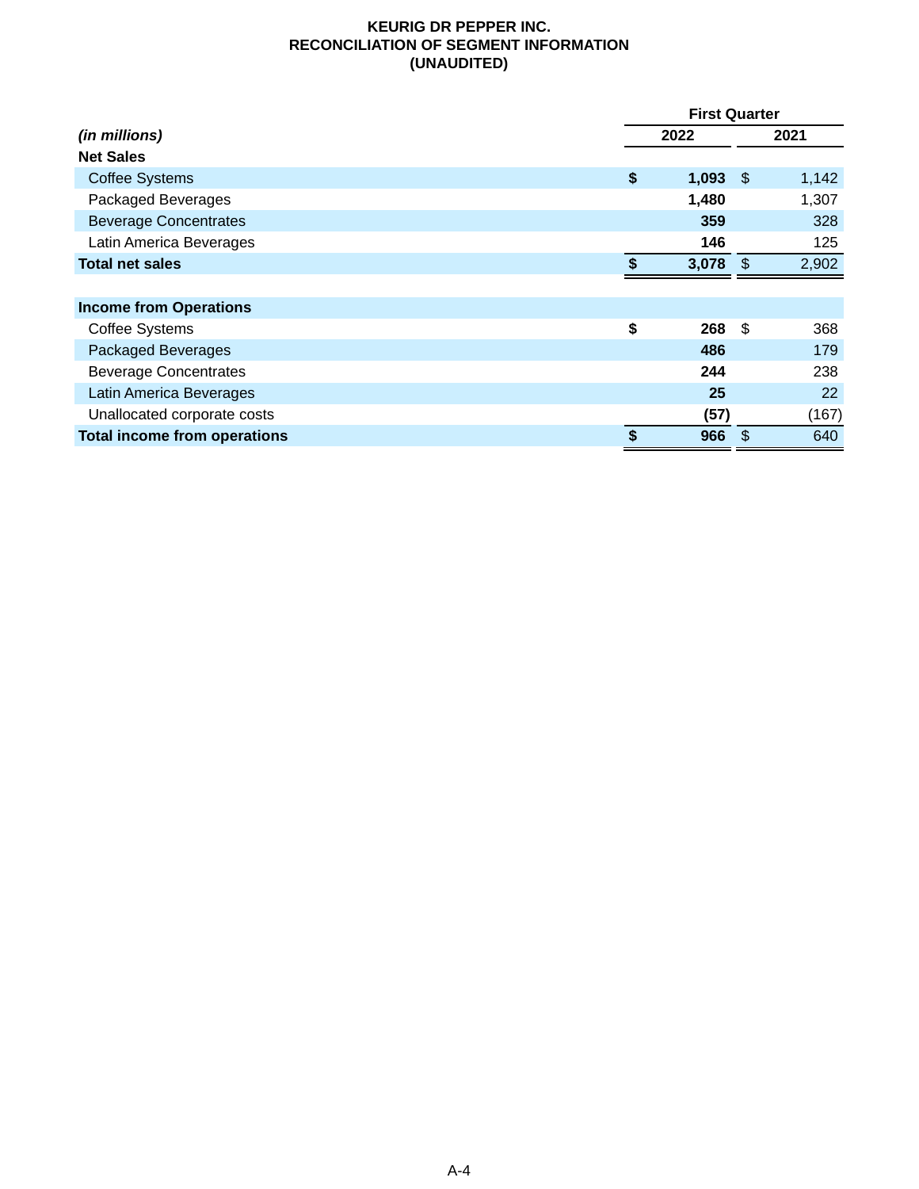**KEURIG DR PEPPER INC.**
**RECONCILIATION OF SEGMENT INFORMATION**
**(UNAUDITED)**

| *(in millions)* | First Quarter | |
|---|---|---|
| | **2022** | **2021** |
| **Net Sales** | | |
| Coffee Systems | **$ 1,093** | $ 1,142 |
| Packaged Beverages | **1,480** | 1,307 |
| Beverage Concentrates | **359** | 328 |
| Latin America Beverages | **146** | 125 |
| **Total net sales** | **$ 3,078** | $ 2,902 |
| | | |
| **Income from Operations** | | |
| Coffee Systems | **$ 268** | $ 368 |
| Packaged Beverages | **486** | 179 |
| Beverage Concentrates | **244** | 238 |
| Latin America Beverages | **25** | 22 |
| Unallocated corporate costs | **(57)** | (167) |
| **Total income from operations** | **$ 966** | $ 640 |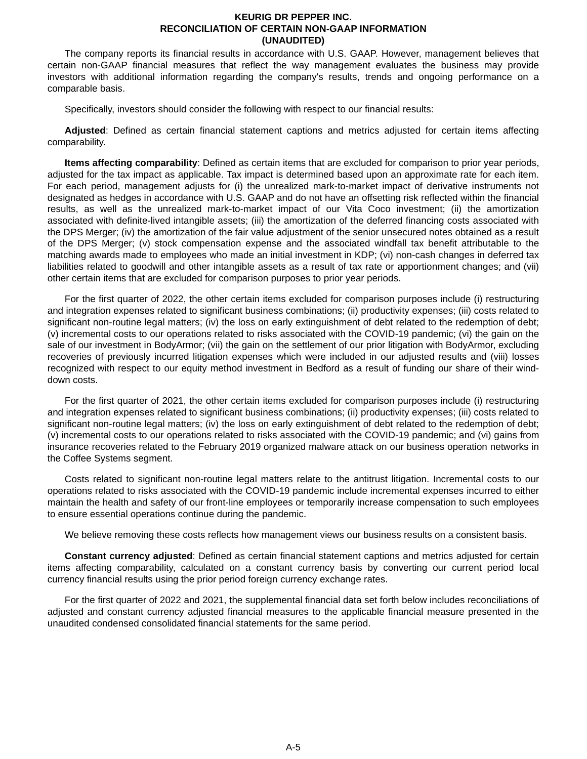# KEURIG DR PEPPER INC.
## RECONCILIATION OF CERTAIN NON-GAAP INFORMATION
## (UNAUDITED)

The company reports its financial results in accordance with U.S. GAAP. However, management believes that certain non-GAAP financial measures that reflect the way management evaluates the business may provide investors with additional information regarding the company's results, trends and ongoing performance on a comparable basis.

Specifically, investors should consider the following with respect to our financial results:

**Adjusted**: Defined as certain financial statement captions and metrics adjusted for certain items affecting comparability.

**Items affecting comparability**: Defined as certain items that are excluded for comparison to prior year periods, adjusted for the tax impact as applicable. Tax impact is determined based upon an approximate rate for each item. For each period, management adjusts for (i) the unrealized mark-to-market impact of derivative instruments not designated as hedges in accordance with U.S. GAAP and do not have an offsetting risk reflected within the financial results, as well as the unrealized mark-to-market impact of our Vita Coco investment; (ii) the amortization associated with definite-lived intangible assets; (iii) the amortization of the deferred financing costs associated with the DPS Merger; (iv) the amortization of the fair value adjustment of the senior unsecured notes obtained as a result of the DPS Merger; (v) stock compensation expense and the associated windfall tax benefit attributable to the matching awards made to employees who made an initial investment in KDP; (vi) non-cash changes in deferred tax liabilities related to goodwill and other intangible assets as a result of tax rate or apportionment changes; and (vii) other certain items that are excluded for comparison purposes to prior year periods.

For the first quarter of 2022, the other certain items excluded for comparison purposes include (i) restructuring and integration expenses related to significant business combinations; (ii) productivity expenses; (iii) costs related to significant non-routine legal matters; (iv) the loss on early extinguishment of debt related to the redemption of debt; (v) incremental costs to our operations related to risks associated with the COVID-19 pandemic; (vi) the gain on the sale of our investment in BodyArmor; (vii) the gain on the settlement of our prior litigation with BodyArmor, excluding recoveries of previously incurred litigation expenses which were included in our adjusted results and (viii) losses recognized with respect to our equity method investment in Bedford as a result of funding our share of their wind-down costs.

For the first quarter of 2021, the other certain items excluded for comparison purposes include (i) restructuring and integration expenses related to significant business combinations; (ii) productivity expenses; (iii) costs related to significant non-routine legal matters; (iv) the loss on early extinguishment of debt related to the redemption of debt; (v) incremental costs to our operations related to risks associated with the COVID-19 pandemic; and (vi) gains from insurance recoveries related to the February 2019 organized malware attack on our business operation networks in the Coffee Systems segment.

Costs related to significant non-routine legal matters relate to the antitrust litigation. Incremental costs to our operations related to risks associated with the COVID-19 pandemic include incremental expenses incurred to either maintain the health and safety of our front-line employees or temporarily increase compensation to such employees to ensure essential operations continue during the pandemic.

We believe removing these costs reflects how management views our business results on a consistent basis.

**Constant currency adjusted**: Defined as certain financial statement captions and metrics adjusted for certain items affecting comparability, calculated on a constant currency basis by converting our current period local currency financial results using the prior period foreign currency exchange rates.

For the first quarter of 2022 and 2021, the supplemental financial data set forth below includes reconciliations of adjusted and constant currency adjusted financial measures to the applicable financial measure presented in the unaudited condensed consolidated financial statements for the same period.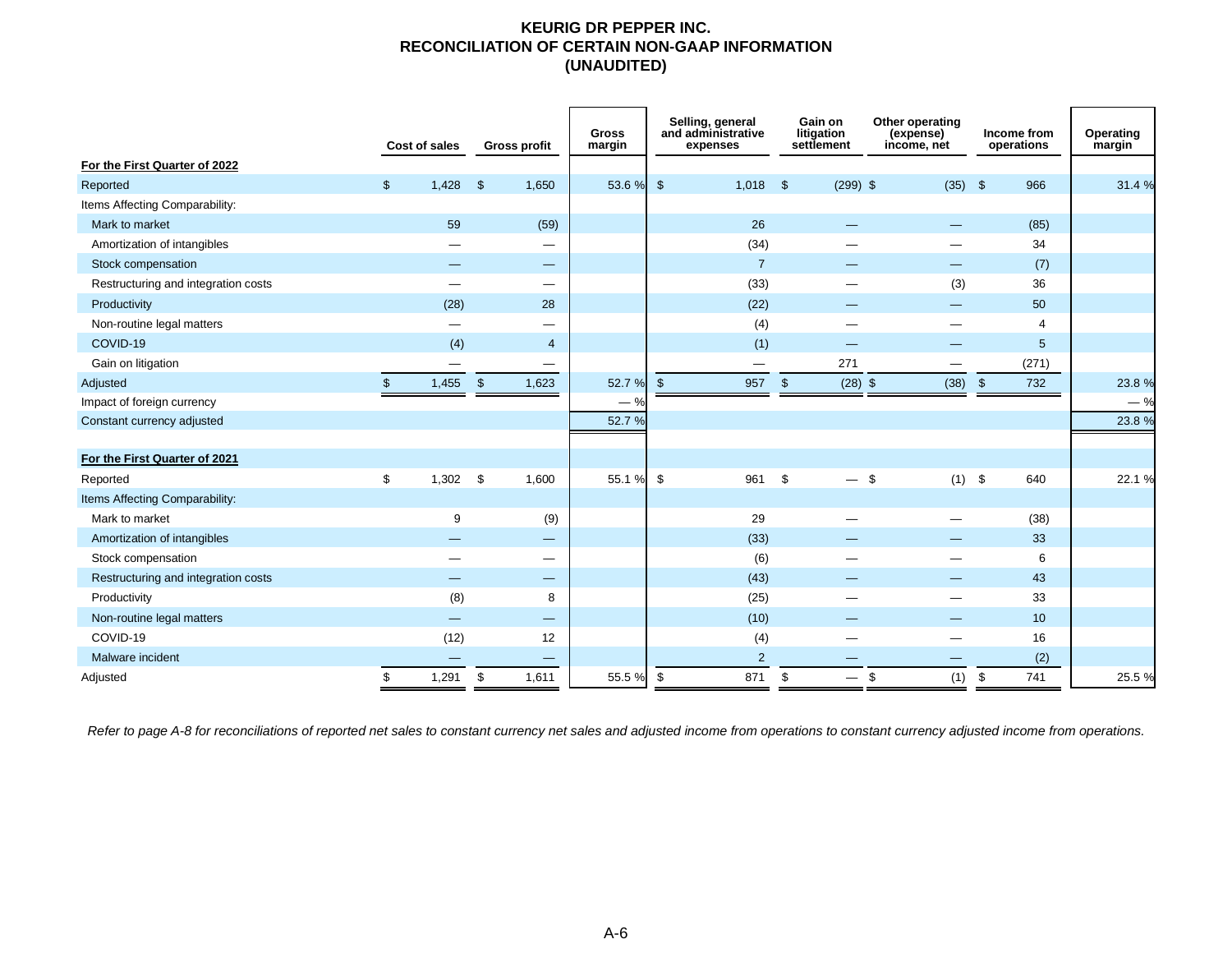# KEURIG DR PEPPER INC.
## RECONCILIATION OF CERTAIN NON-GAAP INFORMATION
## (UNAUDITED)

| | Cost of sales | Gross profit | Gross margin | Selling, general and administrative expenses | Gain on litigation settlement | Other operating (expense) income, net | Income from operations | Operating margin |
|---|---|---|---|---|---|---|---|---|
| **For the First Quarter of 2022** | | | | | | | | |
| Reported | $ 1,428 | $ 1,650 | 53.6 % | $ 1,018 | $ (299) | $ (35) | $ 966 | 31.4 % |
| Items Affecting Comparability: | | | | | | | | |
| Mark to market | 59 | (59) | | 26 | — | — | (85) | |
| Amortization of intangibles | — | — | | (34) | — | — | 34 | |
| Stock compensation | — | — | | 7 | — | — | (7) | |
| Restructuring and integration costs | — | — | | (33) | — | (3) | 36 | |
| Productivity | (28) | 28 | | (22) | — | — | 50 | |
| Non-routine legal matters | — | — | | (4) | — | — | 4 | |
| COVID-19 | (4) | 4 | | (1) | — | — | 5 | |
| Gain on litigation | — | — | | — | 271 | — | (271) | |
| Adjusted | $ 1,455 | $ 1,623 | 52.7 % | $ 957 | $ (28) | $ (38) | $ 732 | 23.8 % |
| Impact of foreign currency | | | — % | | | | | — % |
| Constant currency adjusted | | | 52.7 % | | | | | 23.8 % |
| | | | | | | | | |
| **For the First Quarter of 2021** | | | | | | | | |
| Reported | $ 1,302 | $ 1,600 | 55.1 % | $ 961 | $ — | $ (1) | $ 640 | 22.1 % |
| Items Affecting Comparability: | | | | | | | | |
| Mark to market | 9 | (9) | | 29 | — | — | (38) | |
| Amortization of intangibles | — | — | | (33) | — | — | 33 | |
| Stock compensation | — | — | | (6) | — | — | 6 | |
| Restructuring and integration costs | — | — | | (43) | — | — | 43 | |
| Productivity | (8) | 8 | | (25) | — | — | 33 | |
| Non-routine legal matters | — | — | | (10) | — | — | 10 | |
| COVID-19 | (12) | 12 | | (4) | — | — | 16 | |
| Malware incident | — | — | | 2 | — | — | (2) | |
| Adjusted | $ 1,291 | $ 1,611 | 55.5 % | $ 871 | $ — | $ (1) | $ 741 | 25.5 % |

*Refer to page A-8 for reconciliations of reported net sales to constant currency net sales and adjusted income from operations to constant currency adjusted income from operations.*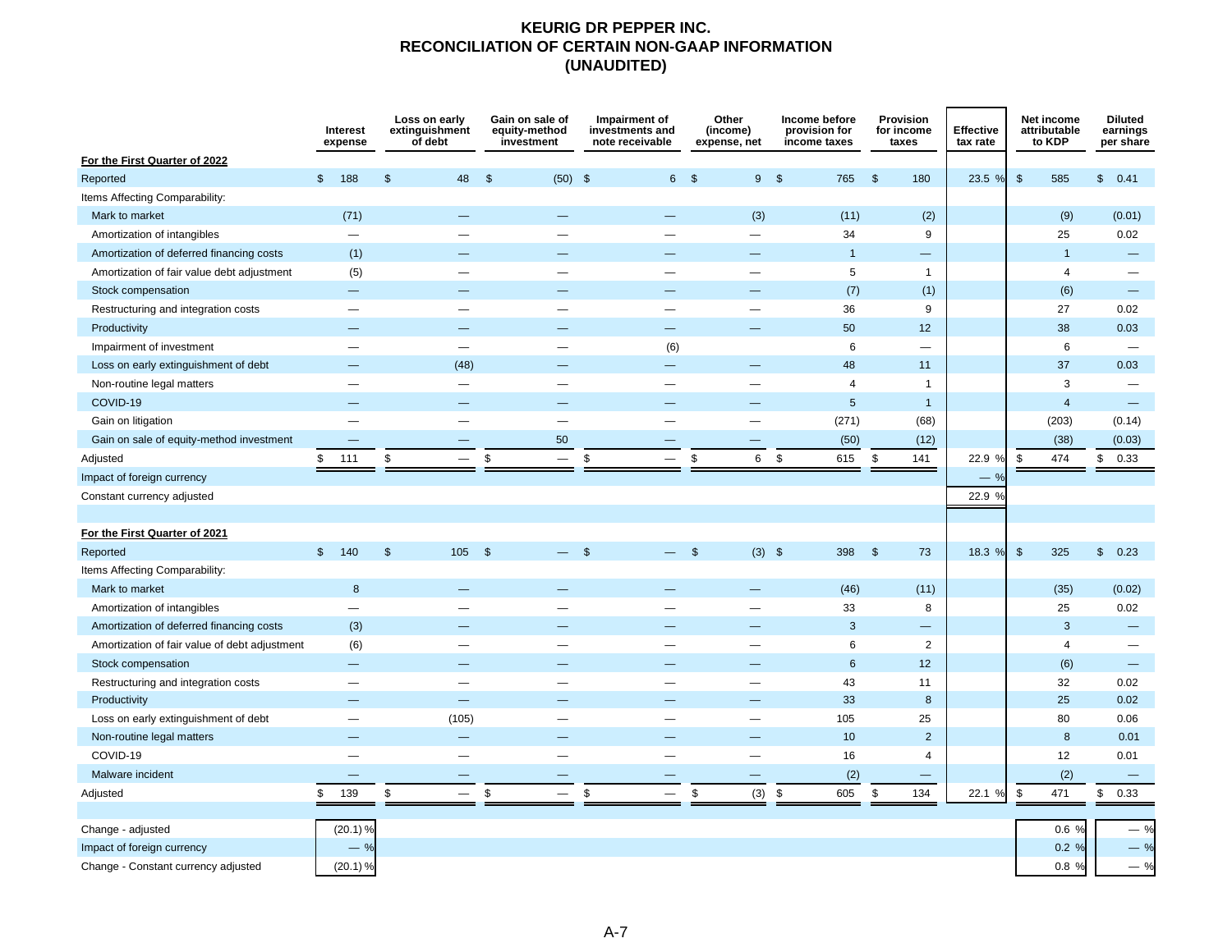# KEURIG DR PEPPER INC.
# RECONCILIATION OF CERTAIN NON-GAAP INFORMATION
# (UNAUDITED)

| | Interest expense | Loss on early extinguishment of debt | Gain on sale of equity-method investment | Impairment of investments and note receivable | Other (income) expense, net | Income before provision for income taxes | Provision for income taxes | Effective tax rate | Net income attributable to KDP | Diluted earnings per share |
|---|---|---|---|---|---|---|---|---|---|---|
| **For the First Quarter of 2022** | | | | | | | | | | |
| Reported | $ 188 | $ 48 | $ (50) | $ 6 | $ 9 | $ 765 | $ 180 | 23.5 % | $ 585 | $ 0.41 |
| Items Affecting Comparability: | | | | | | | | | | |
| Mark to market | (71) | — | — | — | (3) | (11) | (2) | | (9) | (0.01) |
| Amortization of intangibles | — | — | — | — | — | 34 | 9 | | 25 | 0.02 |
| Amortization of deferred financing costs | (1) | — | — | — | — | 1 | — | | 1 | — |
| Amortization of fair value debt adjustment | (5) | — | — | — | — | 5 | 1 | | 4 | — |
| Stock compensation | — | — | — | — | — | (7) | (1) | | (6) | — |
| Restructuring and integration costs | — | — | — | — | — | 36 | 9 | | 27 | 0.02 |
| Productivity | — | — | — | — | — | 50 | 12 | | 38 | 0.03 |
| Impairment of investment | — | — | — | (6) | | 6 | — | | 6 | — |
| Loss on early extinguishment of debt | — | (48) | — | — | — | 48 | 11 | | 37 | 0.03 |
| Non-routine legal matters | — | — | — | — | — | 4 | 1 | | 3 | — |
| COVID-19 | — | — | — | — | — | 5 | 1 | | 4 | — |
| Gain on litigation | — | — | — | — | — | (271) | (68) | | (203) | (0.14) |
| Gain on sale of equity-method investment | — | — | 50 | — | — | (50) | (12) | | (38) | (0.03) |
| Adjusted | $ 111 | $ — | $ — | $ — | $ 6 | $ 615 | $ 141 | 22.9 % | $ 474 | $ 0.33 |
| Impact of foreign currency | | | | | | | | — % | | |
| Constant currency adjusted | | | | | | | | 22.9 % | | |
| | | | | | | | | | | |
| **For the First Quarter of 2021** | | | | | | | | | | |
| Reported | $ 140 | $ 105 | $ — | $ — | $ (3) | $ 398 | $ 73 | 18.3 % | $ 325 | $ 0.23 |
| Items Affecting Comparability: | | | | | | | | | | |
| Mark to market | 8 | — | — | — | — | (46) | (11) | | (35) | (0.02) |
| Amortization of intangibles | — | — | — | — | — | 33 | 8 | | 25 | 0.02 |
| Amortization of deferred financing costs | (3) | — | — | — | — | 3 | — | | 3 | — |
| Amortization of fair value of debt adjustment | (6) | — | — | — | — | 6 | 2 | | 4 | — |
| Stock compensation | — | — | — | — | — | 6 | 12 | | (6) | — |
| Restructuring and integration costs | — | — | — | — | — | 43 | 11 | | 32 | 0.02 |
| Productivity | — | — | — | — | — | 33 | 8 | | 25 | 0.02 |
| Loss on early extinguishment of debt | — | (105) | — | — | — | 105 | 25 | | 80 | 0.06 |
| Non-routine legal matters | — | — | — | — | — | 10 | 2 | | 8 | 0.01 |
| COVID-19 | — | — | — | — | — | 16 | 4 | | 12 | 0.01 |
| Malware incident | — | — | — | — | — | (2) | — | | (2) | — |
| Adjusted | $ 139 | $ — | $ — | $ — | $ (3) | $ 605 | $ 134 | 22.1 % | $ 471 | $ 0.33 |
| | | | | | | | | | | |
| Change - adjusted | (20.1) % | | | | | | | | 0.6 % | — % |
| Impact of foreign currency | — % | | | | | | | | 0.2 % | — % |
| Change - Constant currency adjusted | (20.1) % | | | | | | | | 0.8 % | — % |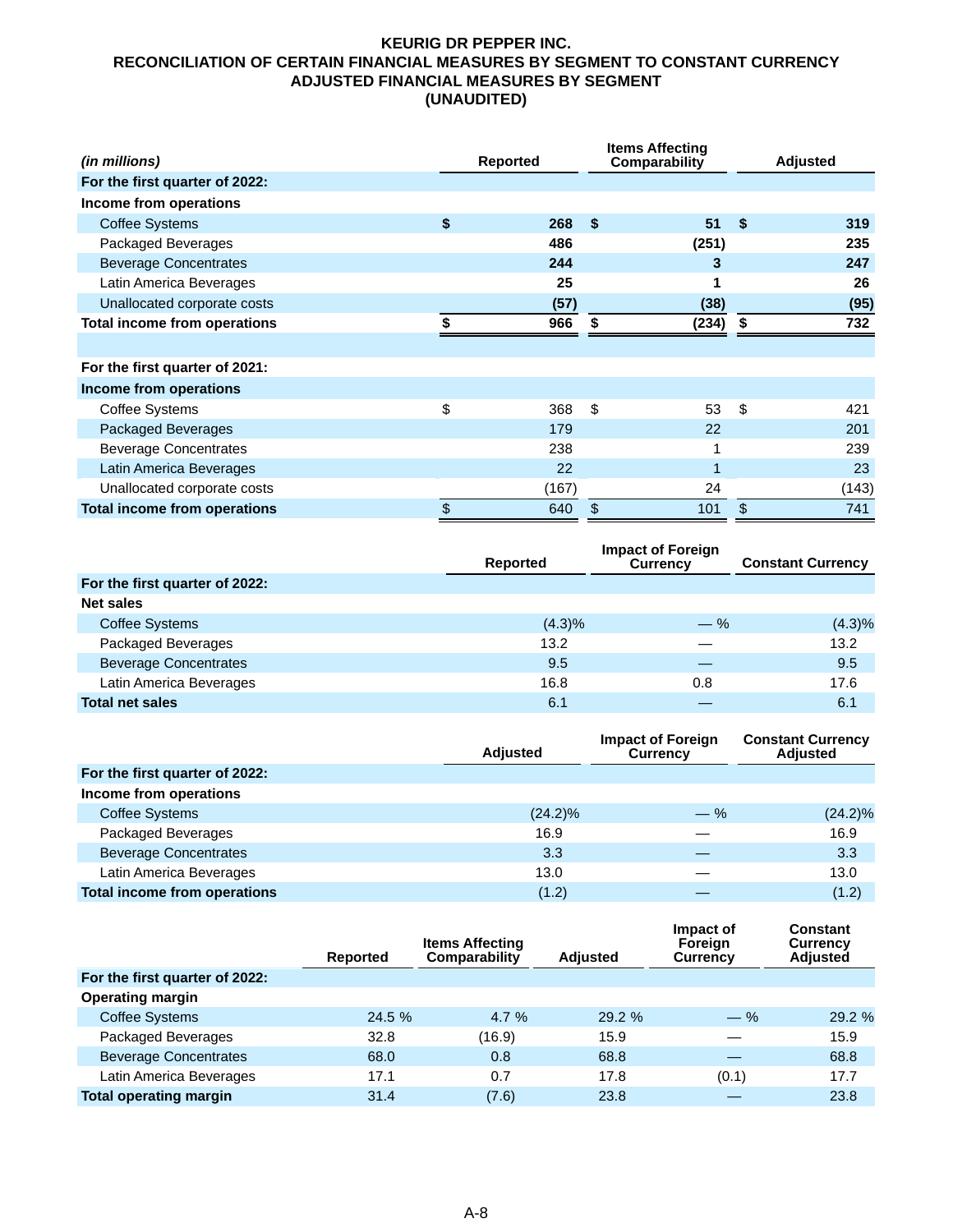# KEURIG DR PEPPER INC.
## RECONCILIATION OF CERTAIN FINANCIAL MEASURES BY SEGMENT TO CONSTANT CURRENCY ADJUSTED FINANCIAL MEASURES BY SEGMENT
## (UNAUDITED)

| *(in millions)* | Reported | Items Affecting Comparability | Adjusted |
|---|---|---|---|
| **For the first quarter of 2022:** | | | |
| **Income from operations** | | | |
| Coffee Systems | **$ 268** | **$ 51** | **$ 319** |
| Packaged Beverages | **486** | **(251)** | **235** |
| Beverage Concentrates | **244** | **3** | **247** |
| Latin America Beverages | **25** | **1** | **26** |
| Unallocated corporate costs | **(57)** | **(38)** | **(95)** |
| **Total income from operations** | **$ 966** | **$ (234)** | **$ 732** |
| | | | |
| **For the first quarter of 2021:** | | | |
| **Income from operations** | | | |
| Coffee Systems | $ 368 | $ 53 | $ 421 |
| Packaged Beverages | 179 | 22 | 201 |
| Beverage Concentrates | 238 | 1 | 239 |
| Latin America Beverages | 22 | 1 | 23 |
| Unallocated corporate costs | (167) | 24 | (143) |
| **Total income from operations** | $ 640 | $ 101 | $ 741 |

| | Reported | Impact of Foreign Currency | Constant Currency |
|---|---|---|---|
| **For the first quarter of 2022:** | | | |
| **Net sales** | | | |
| Coffee Systems | (4.3)% | — % | (4.3)% |
| Packaged Beverages | 13.2 | — | 13.2 |
| Beverage Concentrates | 9.5 | — | 9.5 |
| Latin America Beverages | 16.8 | 0.8 | 17.6 |
| **Total net sales** | 6.1 | — | 6.1 |

| | Adjusted | Impact of Foreign Currency | Constant Currency Adjusted |
|---|---|---|---|
| **For the first quarter of 2022:** | | | |
| **Income from operations** | | | |
| Coffee Systems | (24.2)% | — % | (24.2)% |
| Packaged Beverages | 16.9 | — | 16.9 |
| Beverage Concentrates | 3.3 | — | 3.3 |
| Latin America Beverages | 13.0 | — | 13.0 |
| **Total income from operations** | (1.2) | — | (1.2) |

| | Reported | Items Affecting Comparability | Adjusted | Impact of Foreign Currency | Constant Currency Adjusted |
|---|---|---|---|---|---|
| **For the first quarter of 2022:** | | | | | |
| **Operating margin** | | | | | |
| Coffee Systems | 24.5 % | 4.7 % | 29.2 % | — % | 29.2 % |
| Packaged Beverages | 32.8 | (16.9) | 15.9 | — | 15.9 |
| Beverage Concentrates | 68.0 | 0.8 | 68.8 | — | 68.8 |
| Latin America Beverages | 17.1 | 0.7 | 17.8 | (0.1) | 17.7 |
| **Total operating margin** | 31.4 | (7.6) | 23.8 | — | 23.8 |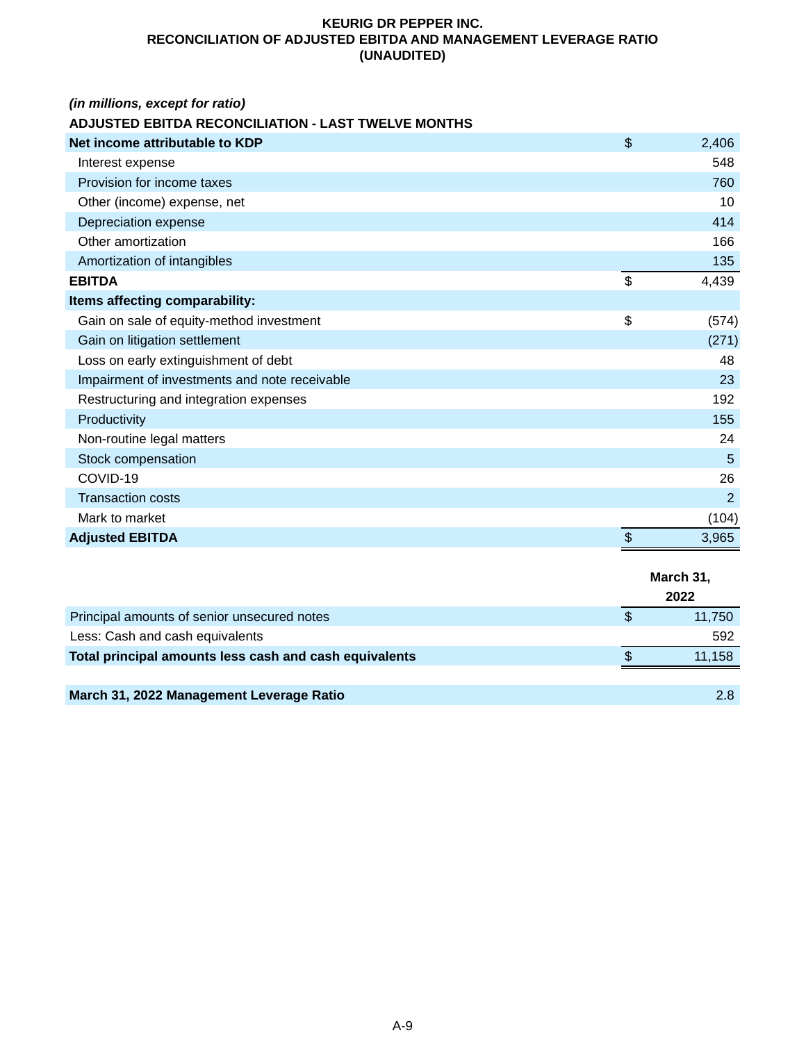**KEURIG DR PEPPER INC.**
**RECONCILIATION OF ADJUSTED EBITDA AND MANAGEMENT LEVERAGE RATIO**
**(UNAUDITED)**

***(in millions, except for ratio)***

**ADJUSTED EBITDA RECONCILIATION - LAST TWELVE MONTHS**

| | |
|---|---|
| **Net income attributable to KDP** | $ 2,406 |
| Interest expense | 548 |
| Provision for income taxes | 760 |
| Other (income) expense, net | 10 |
| Depreciation expense | 414 |
| Other amortization | 166 |
| Amortization of intangibles | 135 |
| **EBITDA** | $ 4,439 |
| **Items affecting comparability:** | |
| Gain on sale of equity-method investment | $ (574) |
| Gain on litigation settlement | (271) |
| Loss on early extinguishment of debt | 48 |
| Impairment of investments and note receivable | 23 |
| Restructuring and integration expenses | 192 |
| Productivity | 155 |
| Non-routine legal matters | 24 |
| Stock compensation | 5 |
| COVID-19 | 26 |
| Transaction costs | 2 |
| Mark to market | (104) |
| **Adjusted EBITDA** | $ 3,965 |

| | March 31, 2022 |
|---|---|
| Principal amounts of senior unsecured notes | $ 11,750 |
| Less: Cash and cash equivalents | 592 |
| **Total principal amounts less cash and cash equivalents** | $ 11,158 |
| | |
| **March 31, 2022 Management Leverage Ratio** | 2.8 |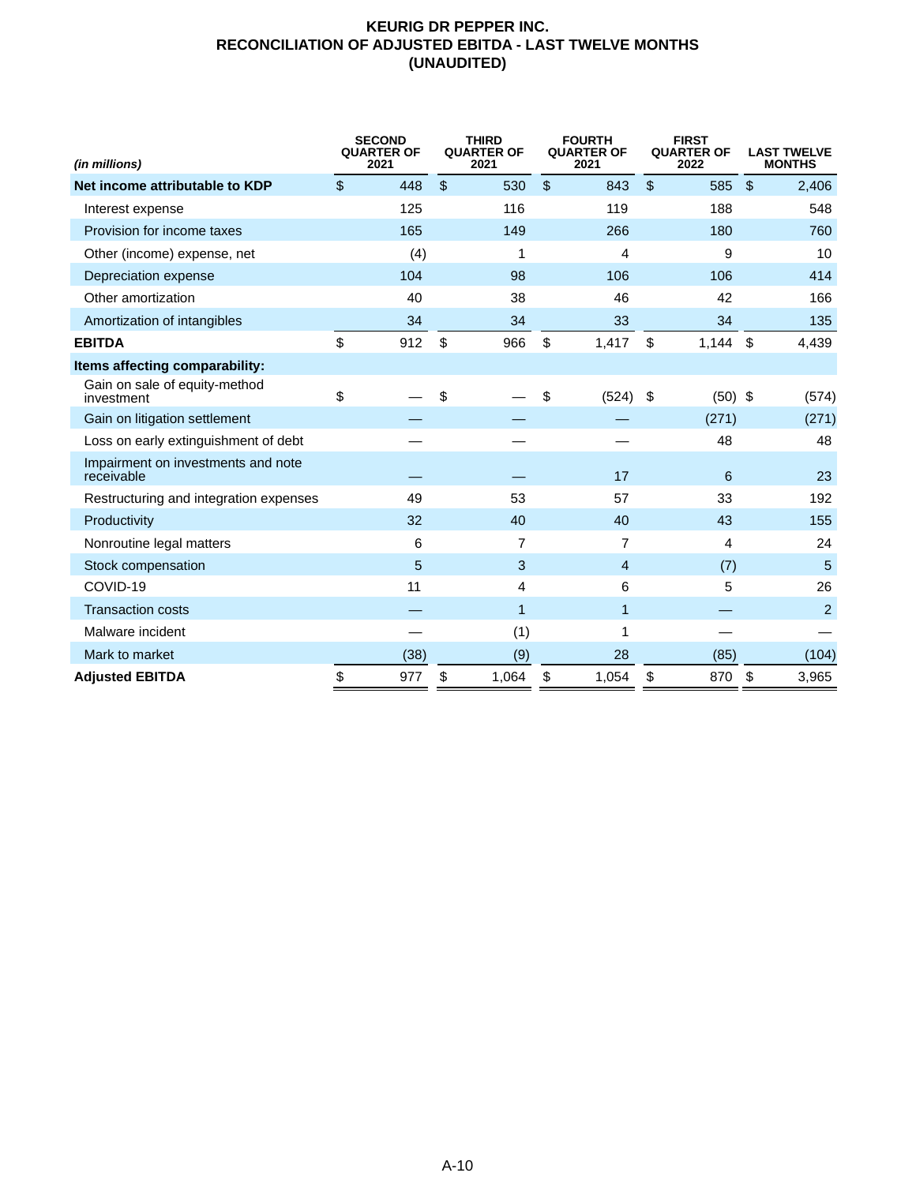# KEURIG DR PEPPER INC.
## RECONCILIATION OF ADJUSTED EBITDA - LAST TWELVE MONTHS
## (UNAUDITED)

| *(in millions)* | SECOND QUARTER OF 2021 | THIRD QUARTER OF 2021 | FOURTH QUARTER OF 2021 | FIRST QUARTER OF 2022 | LAST TWELVE MONTHS |
|---|---|---|---|---|---|
| **Net income attributable to KDP** | $ 448 | $ 530 | $ 843 | $ 585 | $ 2,406 |
| Interest expense | 125 | 116 | 119 | 188 | 548 |
| Provision for income taxes | 165 | 149 | 266 | 180 | 760 |
| Other (income) expense, net | (4) | 1 | 4 | 9 | 10 |
| Depreciation expense | 104 | 98 | 106 | 106 | 414 |
| Other amortization | 40 | 38 | 46 | 42 | 166 |
| Amortization of intangibles | 34 | 34 | 33 | 34 | 135 |
| **EBITDA** | $ 912 | $ 966 | $ 1,417 | $ 1,144 | $ 4,439 |
| **Items affecting comparability:** | | | | | |
| Gain on sale of equity-method investment | $ — | $ — | $ (524) | $ (50) | $ (574) |
| Gain on litigation settlement | — | — | — | (271) | (271) |
| Loss on early extinguishment of debt | — | — | — | 48 | 48 |
| Impairment on investments and note receivable | — | — | 17 | 6 | 23 |
| Restructuring and integration expenses | 49 | 53 | 57 | 33 | 192 |
| Productivity | 32 | 40 | 40 | 43 | 155 |
| Nonroutine legal matters | 6 | 7 | 7 | 4 | 24 |
| Stock compensation | 5 | 3 | 4 | (7) | 5 |
| COVID-19 | 11 | 4 | 6 | 5 | 26 |
| Transaction costs | — | 1 | 1 | — | 2 |
| Malware incident | — | (1) | 1 | — | — |
| Mark to market | (38) | (9) | 28 | (85) | (104) |
| **Adjusted EBITDA** | $ 977 | $ 1,064 | $ 1,054 | $ 870 | $ 3,965 |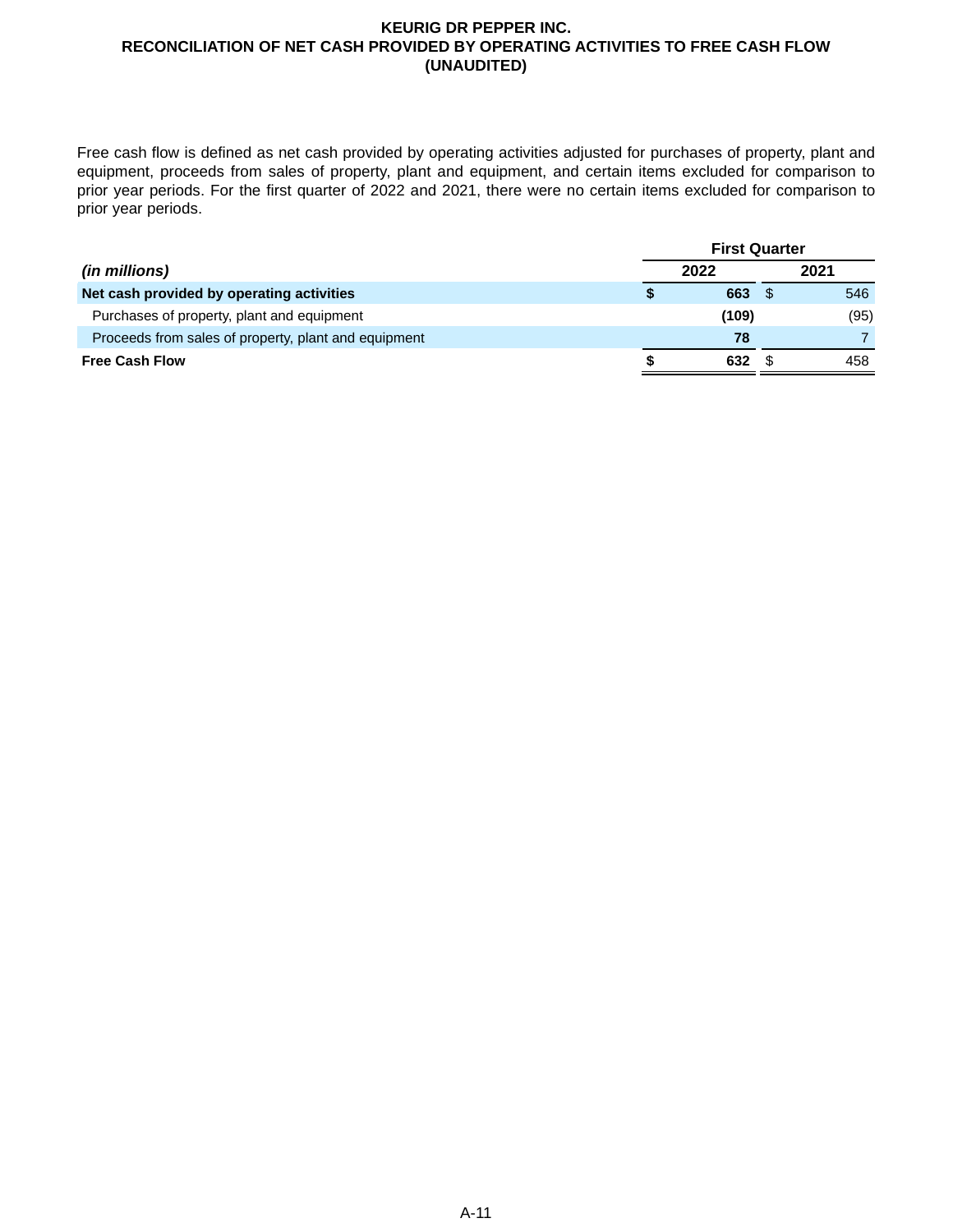# KEURIG DR PEPPER INC.
## RECONCILIATION OF NET CASH PROVIDED BY OPERATING ACTIVITIES TO FREE CASH FLOW
### (UNAUDITED)

Free cash flow is defined as net cash provided by operating activities adjusted for purchases of property, plant and equipment, proceeds from sales of property, plant and equipment, and certain items excluded for comparison to prior year periods. For the first quarter of 2022 and 2021, there were no certain items excluded for comparison to prior year periods.

| | First Quarter | |
|---|---|---|
| *(in millions)* | **2022** | **2021** |
| **Net cash provided by operating activities** | **$ 663** | $ 546 |
| Purchases of property, plant and equipment | **(109)** | (95) |
| Proceeds from sales of property, plant and equipment | **78** | 7 |
| **Free Cash Flow** | **$ 632** | $ 458 |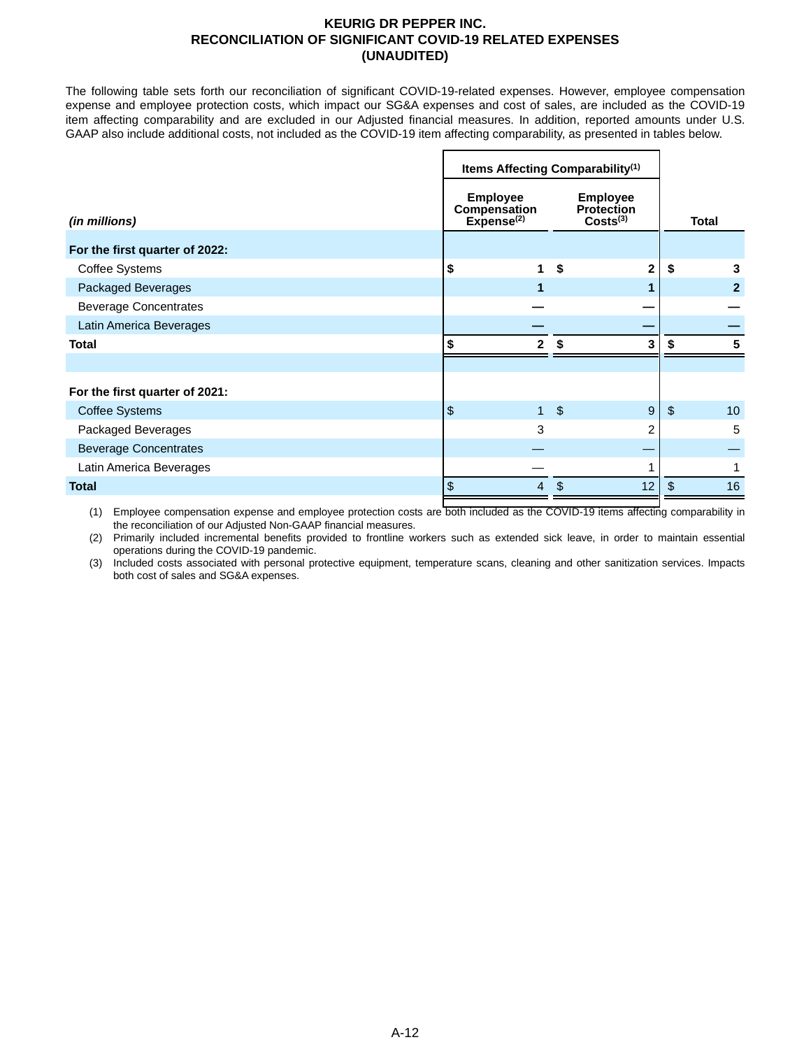# KEURIG DR PEPPER INC.
## RECONCILIATION OF SIGNIFICANT COVID-19 RELATED EXPENSES
## (UNAUDITED)

The following table sets forth our reconciliation of significant COVID-19-related expenses. However, employee compensation expense and employee protection costs, which impact our SG&A expenses and cost of sales, are included as the COVID-19 item affecting comparability and are excluded in our Adjusted financial measures. In addition, reported amounts under U.S. GAAP also include additional costs, not included as the COVID-19 item affecting comparability, as presented in tables below.

| | Items Affecting Comparability[(1)] | | |
|---|---|---|---|
| *(in millions)* | Employee Compensation Expense[(2)] | Employee Protection Costs[(3)] | Total |
| **For the first quarter of 2022:** | | | |
| Coffee Systems | $ 1 | $ 2 | $ 3 |
| Packaged Beverages | 1 | 1 | 2 |
| Beverage Concentrates | — | — | — |
| Latin America Beverages | — | — | — |
| **Total** | **$ 2** | **$ 3** | **$ 5** |
| | | | |
| **For the first quarter of 2021:** | | | |
| Coffee Systems | $ 1 | $ 9 | $ 10 |
| Packaged Beverages | 3 | 2 | 5 |
| Beverage Concentrates | — | — | — |
| Latin America Beverages | — | 1 | 1 |
| **Total** | $ 4 | $ 12 | $ 16 |

(1) Employee compensation expense and employee protection costs are both included as the COVID-19 items affecting comparability in the reconciliation of our Adjusted Non-GAAP financial measures.

(2) Primarily included incremental benefits provided to frontline workers such as extended sick leave, in order to maintain essential operations during the COVID-19 pandemic.

(3) Included costs associated with personal protective equipment, temperature scans, cleaning and other sanitization services. Impacts both cost of sales and SG&A expenses.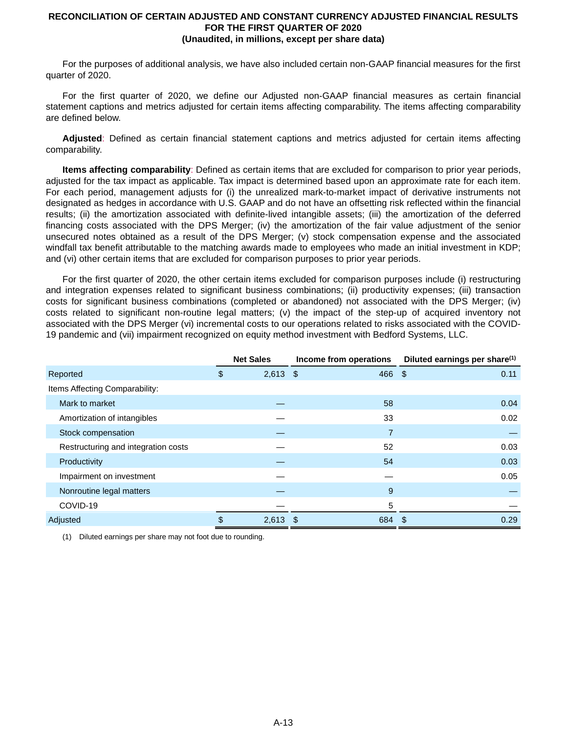# RECONCILIATION OF CERTAIN ADJUSTED AND CONSTANT CURRENCY ADJUSTED FINANCIAL RESULTS FOR THE FIRST QUARTER OF 2020
## (Unaudited, in millions, except per share data)

For the purposes of additional analysis, we have also included certain non-GAAP financial measures for the first quarter of 2020.

For the first quarter of 2020, we define our Adjusted non-GAAP financial measures as certain financial statement captions and metrics adjusted for certain items affecting comparability. The items affecting comparability are defined below.

**Adjusted**: Defined as certain financial statement captions and metrics adjusted for certain items affecting comparability.

**Items affecting comparability**: Defined as certain items that are excluded for comparison to prior year periods, adjusted for the tax impact as applicable. Tax impact is determined based upon an approximate rate for each item. For each period, management adjusts for (i) the unrealized mark-to-market impact of derivative instruments not designated as hedges in accordance with U.S. GAAP and do not have an offsetting risk reflected within the financial results; (ii) the amortization associated with definite-lived intangible assets; (iii) the amortization of the deferred financing costs associated with the DPS Merger; (iv) the amortization of the fair value adjustment of the senior unsecured notes obtained as a result of the DPS Merger; (v) stock compensation expense and the associated windfall tax benefit attributable to the matching awards made to employees who made an initial investment in KDP; and (vi) other certain items that are excluded for comparison purposes to prior year periods.

For the first quarter of 2020, the other certain items excluded for comparison purposes include (i) restructuring and integration expenses related to significant business combinations; (ii) productivity expenses; (iii) transaction costs for significant business combinations (completed or abandoned) not associated with the DPS Merger; (iv) costs related to significant non-routine legal matters; (v) the impact of the step-up of acquired inventory not associated with the DPS Merger (vi) incremental costs to our operations related to risks associated with the COVID-19 pandemic and (vii) impairment recognized on equity method investment with Bedford Systems, LLC.

| | Net Sales | Income from operations | Diluted earnings per share[(1)] |
|---|---|---|---|
| Reported | $ 2,613 | $ 466 | $ 0.11 |
| Items Affecting Comparability: | | | |
| Mark to market | — | 58 | 0.04 |
| Amortization of intangibles | — | 33 | 0.02 |
| Stock compensation | — | 7 | — |
| Restructuring and integration costs | — | 52 | 0.03 |
| Productivity | — | 54 | 0.03 |
| Impairment on investment | — | — | 0.05 |
| Nonroutine legal matters | — | 9 | — |
| COVID-19 | — | 5 | — |
| Adjusted | $ 2,613 | $ 684 | $ 0.29 |

(1) Diluted earnings per share may not foot due to rounding.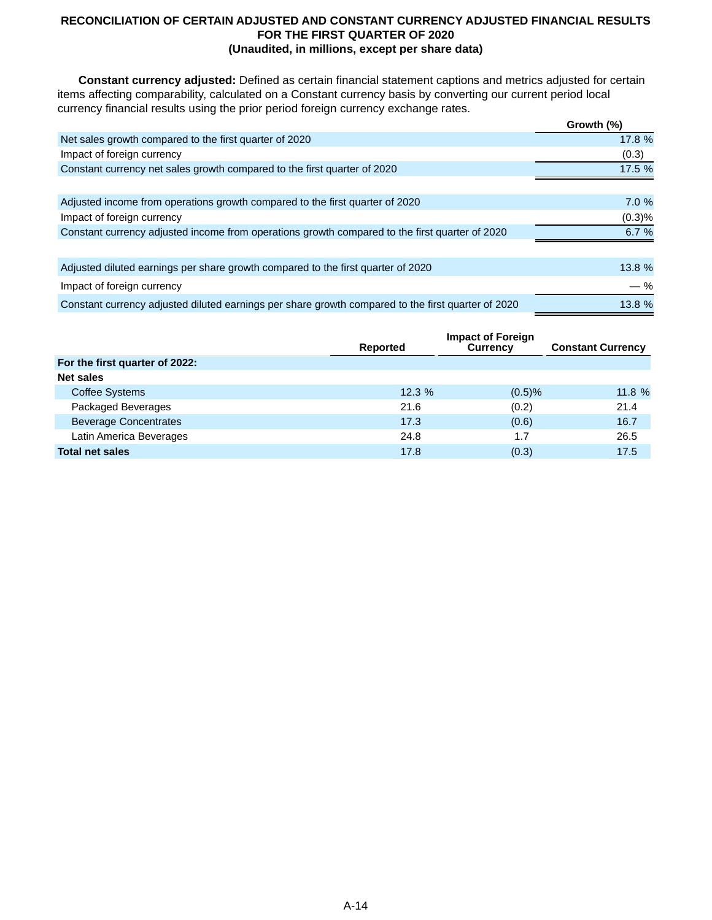**RECONCILIATION OF CERTAIN ADJUSTED AND CONSTANT CURRENCY ADJUSTED FINANCIAL RESULTS FOR THE FIRST QUARTER OF 2020**
**(Unaudited, in millions, except per share data)**

**Constant currency adjusted:** Defined as certain financial statement captions and metrics adjusted for certain items affecting comparability, calculated on a Constant currency basis by converting our current period local currency financial results using the prior period foreign currency exchange rates.

| | Growth (%) |
|---|---|
| Net sales growth compared to the first quarter of 2020 | 17.8 % |
| Impact of foreign currency | (0.3) |
| Constant currency net sales growth compared to the first quarter of 2020 | 17.5 % |
| | |
| Adjusted income from operations growth compared to the first quarter of 2020 | 7.0 % |
| Impact of foreign currency | (0.3)% |
| Constant currency adjusted income from operations growth compared to the first quarter of 2020 | 6.7 % |
| | |
| Adjusted diluted earnings per share growth compared to the first quarter of 2020 | 13.8 % |
| Impact of foreign currency | — % |
| Constant currency adjusted diluted earnings per share growth compared to the first quarter of 2020 | 13.8 % |

| | Reported | Impact of Foreign Currency | Constant Currency |
|---|---|---|---|
| **For the first quarter of 2022:** | | | |
| **Net sales** | | | |
| Coffee Systems | 12.3 % | (0.5)% | 11.8 % |
| Packaged Beverages | 21.6 | (0.2) | 21.4 |
| Beverage Concentrates | 17.3 | (0.6) | 16.7 |
| Latin America Beverages | 24.8 | 1.7 | 26.5 |
| **Total net sales** | 17.8 | (0.3) | 17.5 |